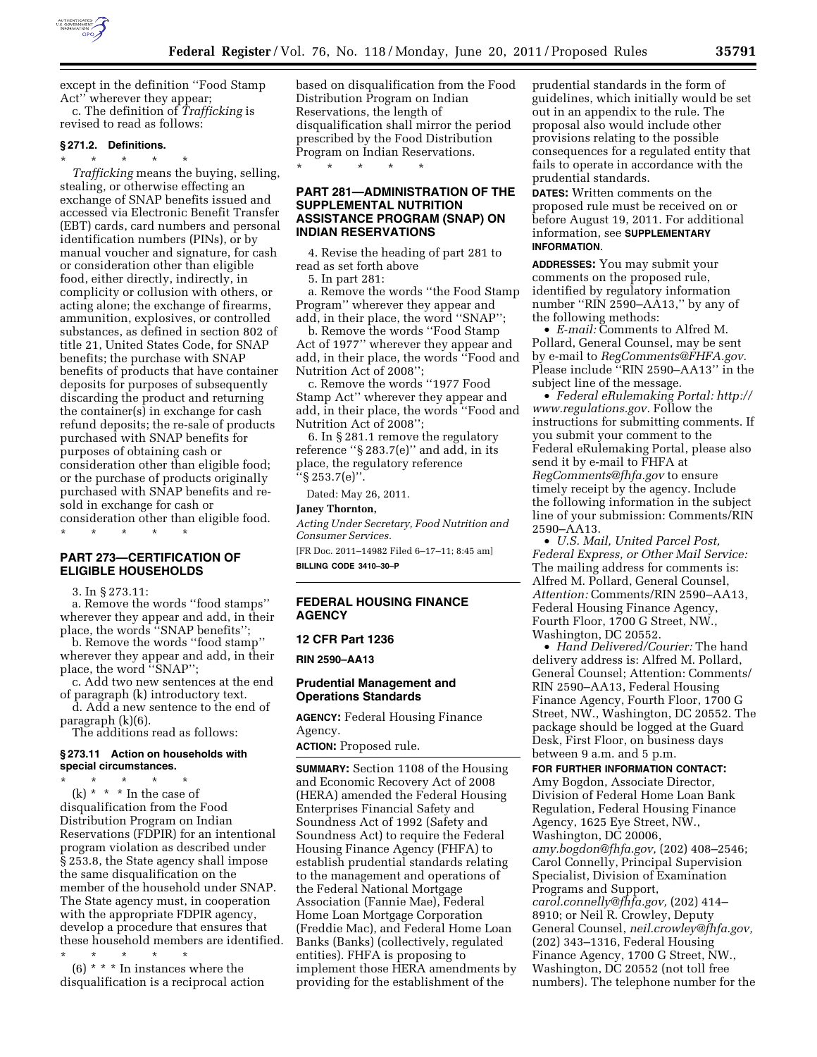except in the definition ''Food Stamp Act'' wherever they appear;

c. The definition of *Trafficking* is revised to read as follows:

**§ 271.2. Definitions.**

\* \* \* \* \*

*Trafficking* means the buying, selling, stealing, or otherwise effecting an exchange of SNAP benefits issued and accessed via Electronic Benefit Transfer (EBT) cards, card numbers and personal identification numbers (PINs), or by manual voucher and signature, for cash or consideration other than eligible food, either directly, indirectly, in complicity or collusion with others, or acting alone; the exchange of firearms, ammunition, explosives, or controlled substances, as defined in section 802 of title 21, United States Code, for SNAP benefits; the purchase with SNAP benefits of products that have container deposits for purposes of subsequently discarding the product and returning the container(s) in exchange for cash refund deposits; the re-sale of products purchased with SNAP benefits for purposes of obtaining cash or consideration other than eligible food; or the purchase of products originally purchased with SNAP benefits and re-sold in exchange for cash or consideration other than eligible food.

\* \* \* \* \*

## PART 273—CERTIFICATION OF ELIGIBLE HOUSEHOLDS

3. In § 273.11:

a. Remove the words ''food stamps'' wherever they appear and add, in their place, the words ''SNAP benefits'';

b. Remove the words ''food stamp'' wherever they appear and add, in their place, the word ''SNAP'';

c. Add two new sentences at the end of paragraph (k) introductory text.

d. Add a new sentence to the end of paragraph (k)(6).

The additions read as follows:

**§ 273.11 Action on households with special circumstances.**

\* \* \* \* \*

(k) \* \* \* In the case of disqualification from the Food Distribution Program on Indian Reservations (FDPIR) for an intentional program violation as described under § 253.8, the State agency shall impose the same disqualification on the member of the household under SNAP. The State agency must, in cooperation with the appropriate FDPIR agency, develop a procedure that ensures that these household members are identified.

\* \* \* \* \*

(6) \* \* \* In instances where the disqualification is a reciprocal action based on disqualification from the Food Distribution Program on Indian Reservations, the length of disqualification shall mirror the period prescribed by the Food Distribution Program on Indian Reservations.

\* \* \* \* \*

## PART 281—ADMINISTRATION OF THE SUPPLEMENTAL NUTRITION ASSISTANCE PROGRAM (SNAP) ON INDIAN RESERVATIONS

4. Revise the heading of part 281 to read as set forth above

5. In part 281:

a. Remove the words ''the Food Stamp Program'' wherever they appear and add, in their place, the word ''SNAP'';

b. Remove the words ''Food Stamp Act of 1977'' wherever they appear and add, in their place, the words ''Food and Nutrition Act of 2008'';

c. Remove the words ''1977 Food Stamp Act'' wherever they appear and add, in their place, the words ''Food and Nutrition Act of 2008'';

6. In § 281.1 remove the regulatory reference ''§ 283.7(e)'' and add, in its place, the regulatory reference ''§ 253.7(e)''.

Dated: May 26, 2011.

**Janey Thornton,**

*Acting Under Secretary, Food Nutrition and Consumer Services.*

[FR Doc. 2011–14982 Filed 6–17–11; 8:45 am]

**BILLING CODE 3410–30–P**

## FEDERAL HOUSING FINANCE AGENCY

### 12 CFR Part 1236

**RIN 2590–AA13**

### Prudential Management and Operations Standards

**AGENCY:** Federal Housing Finance Agency.

**ACTION:** Proposed rule.

**SUMMARY:** Section 1108 of the Housing and Economic Recovery Act of 2008 (HERA) amended the Federal Housing Enterprises Financial Safety and Soundness Act of 1992 (Safety and Soundness Act) to require the Federal Housing Finance Agency (FHFA) to establish prudential standards relating to the management and operations of the Federal National Mortgage Association (Fannie Mae), Federal Home Loan Mortgage Corporation (Freddie Mac), and Federal Home Loan Banks (Banks) (collectively, regulated entities). FHFA is proposing to implement those HERA amendments by providing for the establishment of the prudential standards in the form of guidelines, which initially would be set out in an appendix to the rule. The proposal also would include other provisions relating to the possible consequences for a regulated entity that fails to operate in accordance with the prudential standards.

**DATES:** Written comments on the proposed rule must be received on or before August 19, 2011. For additional information, see **SUPPLEMENTARY INFORMATION**.

**ADDRESSES:** You may submit your comments on the proposed rule, identified by regulatory information number ''RIN 2590–AA13,'' by any of the following methods:

- *E-mail:* Comments to Alfred M. Pollard, General Counsel, may be sent by e-mail to *RegComments@FHFA.gov*. Please include ''RIN 2590–AA13'' in the subject line of the message.
- *Federal eRulemaking Portal: http://www.regulations.gov*. Follow the instructions for submitting comments. If you submit your comment to the Federal eRulemaking Portal, please also send it by e-mail to FHFA at *RegComments@fhfa.gov* to ensure timely receipt by the agency. Include the following information in the subject line of your submission: Comments/RIN 2590–AA13.
- *U.S. Mail, United Parcel Post, Federal Express, or Other Mail Service:* The mailing address for comments is: Alfred M. Pollard, General Counsel, *Attention:* Comments/RIN 2590–AA13, Federal Housing Finance Agency, Fourth Floor, 1700 G Street, NW., Washington, DC 20552.
- *Hand Delivered/Courier:* The hand delivery address is: Alfred M. Pollard, General Counsel; Attention: Comments/RIN 2590–AA13, Federal Housing Finance Agency, Fourth Floor, 1700 G Street, NW., Washington, DC 20552. The package should be logged at the Guard Desk, First Floor, on business days between 9 a.m. and 5 p.m.

**FOR FURTHER INFORMATION CONTACT:** Amy Bogdon, Associate Director, Division of Federal Home Loan Bank Regulation, Federal Housing Finance Agency, 1625 Eye Street, NW., Washington, DC 20006, *amy.bogdon@fhfa.gov,* (202) 408–2546; Carol Connelly, Principal Supervision Specialist, Division of Examination Programs and Support, *carol.connelly@fhfa.gov,* (202) 414–8910; or Neil R. Crowley, Deputy General Counsel, *neil.crowley@fhfa.gov,* (202) 343–1316, Federal Housing Finance Agency, 1700 G Street, NW., Washington, DC 20552 (not toll free numbers). The telephone number for the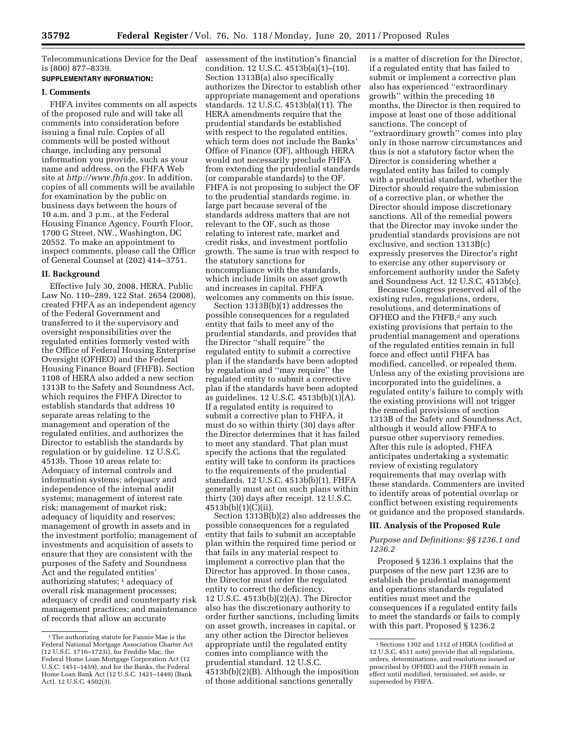Telecommunications Device for the Deaf is (800) 877–8339.

**SUPPLEMENTARY INFORMATION:**

## I. Comments

FHFA invites comments on all aspects of the proposed rule and will take all comments into consideration before issuing a final rule. Copies of all comments will be posted without change, including any personal information you provide, such as your name and address, on the FHFA Web site at *http://www.fhfa.gov.* In addition, copies of all comments will be available for examination by the public on business days between the hours of 10 a.m. and 3 p.m., at the Federal Housing Finance Agency, Fourth Floor, 1700 G Street, NW., Washington, DC 20552. To make an appointment to inspect comments, please call the Office of General Counsel at (202) 414–3751.

## II. Background

Effective July 30, 2008, HERA, Public Law No. 110–289, 122 Stat. 2654 (2008), created FHFA as an independent agency of the Federal Government and transferred to it the supervisory and oversight responsibilities over the regulated entities formerly vested with the Office of Federal Housing Enterprise Oversight (OFHEO) and the Federal Housing Finance Board (FHFB). Section 1108 of HERA also added a new section 1313B to the Safety and Soundness Act, which requires the FHFA Director to establish standards that address 10 separate areas relating to the management and operation of the regulated entities, and authorizes the Director to establish the standards by regulation or by guideline. 12 U.S.C. 4513b. Those 10 areas relate to: Adequacy of internal controls and information systems; adequacy and independence of the internal audit systems; management of interest rate risk; management of market risk; adequacy of liquidity and reserves; management of growth in assets and in the investment portfolio; management of investments and acquisition of assets to ensure that they are consistent with the purposes of the Safety and Soundness Act and the regulated entities' authorizing statutes; [1] adequacy of overall risk management processes; adequacy of credit and counterparty risk management practices; and maintenance of records that allow an accurate assessment of the institution's financial condition. 12 U.S.C. 4513b(a)(1)–(10). Section 1313B(a) also specifically authorizes the Director to establish other appropriate management and operations standards. 12 U.S.C. 4513b(a)(11). The HERA amendments require that the prudential standards be established with respect to the regulated entities, which term does not include the Banks' Office of Finance (OF), although HERA would not necessarily preclude FHFA from extending the prudential standards (or comparable standards) to the OF. FHFA is not proposing to subject the OF to the prudential standards regime, in large part because several of the standards address matters that are not relevant to the OF, such as those relating to interest rate, market and credit risks, and investment portfolio growth. The same is true with respect to the statutory sanctions for noncompliance with the standards, which include limits on asset growth and increases in capital. FHFA welcomes any comments on this issue.

Section 1313B(b)(1) addresses the possible consequences for a regulated entity that fails to meet any of the prudential standards, and provides that the Director ''shall require'' the regulated entity to submit a corrective plan if the standards have been adopted by regulation and ''may require'' the regulated entity to submit a corrective plan if the standards have been adopted as guidelines. 12 U.S.C. 4513b(b)(1)(A). If a regulated entity is required to submit a corrective plan to FHFA, it must do so within thirty (30) days after the Director determines that it has failed to meet any standard. That plan must specify the actions that the regulated entity will take to conform its practices to the requirements of the prudential standards. 12 U.S.C. 4513b(b)(1). FHFA generally must act on such plans within thirty (30) days after receipt. 12 U.S.C. 4513b(b)(1)(C)(ii).

Section 1313B(b)(2) also addresses the possible consequences for a regulated entity that fails to submit an acceptable plan within the required time period or that fails in any material respect to implement a corrective plan that the Director has approved. In those cases, the Director must order the regulated entity to correct the deficiency. 12 U.S.C. 4513b(b)(2)(A). The Director also has the discretionary authority to order further sanctions, including limits on asset growth, increases in capital, or any other action the Director believes appropriate until the regulated entity comes into compliance with the prudential standard. 12 U.S.C. 4513b(b)(2)(B). Although the imposition of those additional sanctions generally is a matter of discretion for the Director, if a regulated entity that has failed to submit or implement a corrective plan also has experienced ''extraordinary growth'' within the preceding 18 months, the Director is then required to impose at least one of those additional sanctions. The concept of ''extraordinary growth'' comes into play only in those narrow circumstances and thus is not a statutory factor when the Director is considering whether a regulated entity has failed to comply with a prudential standard, whether the Director should require the submission of a corrective plan, or whether the Director should impose discretionary sanctions. All of the remedial powers that the Director may invoke under the prudential standards provisions are not exclusive, and section 1313B(c) expressly preserves the Director's right to exercise any other supervisory or enforcement authority under the Safety and Soundness Act. 12 U.S.C. 4513b(c).

Because Congress preserved all of the existing rules, regulations, orders, resolutions, and determinations of OFHEO and the FHFB,[2] any such existing provisions that pertain to the prudential management and operations of the regulated entities remain in full force and effect until FHFA has modified, cancelled, or repealed them. Unless any of the existing provisions are incorporated into the guidelines, a regulated entity's failure to comply with the existing provisions will not trigger the remedial provisions of section 1313B of the Safety and Soundness Act, although it would allow FHFA to pursue other supervisory remedies. After this rule is adopted, FHFA anticipates undertaking a systematic review of existing regulatory requirements that may overlap with these standards. Commenters are invited to identify areas of potential overlap or conflict between existing requirements or guidance and the proposed standards.

## III. Analysis of the Proposed Rule

### *Purpose and Definitions: §§ 1236.1 and 1236.2*

Proposed § 1236.1 explains that the purposes of the new part 1236 are to establish the prudential management and operations standards regulated entities must meet and the consequences if a regulated entity fails to meet the standards or fails to comply with this part. Proposed § 1236.2

---

[1] The authorizing statute for Fannie Mae is the Federal National Mortgage Association Charter Act (12 U.S.C. 1716–1723i), for Freddie Mac, the Federal Home Loan Mortgage Corporation Act (12 U.S.C. 1451–1459), and for the Banks, the Federal Home Loan Bank Act (12 U.S.C. 1421–1449) (Bank Act). 12 U.S.C. 4502(3).

[2] Sections 1302 and 1312 of HERA (codified at 12 U.S.C. 4511 note) provide that all regulations, orders, determinations, and resolutions issued or prescribed by OFHEO and the FHFB remain in effect until modified, terminated, set aside, or superseded by FHFA.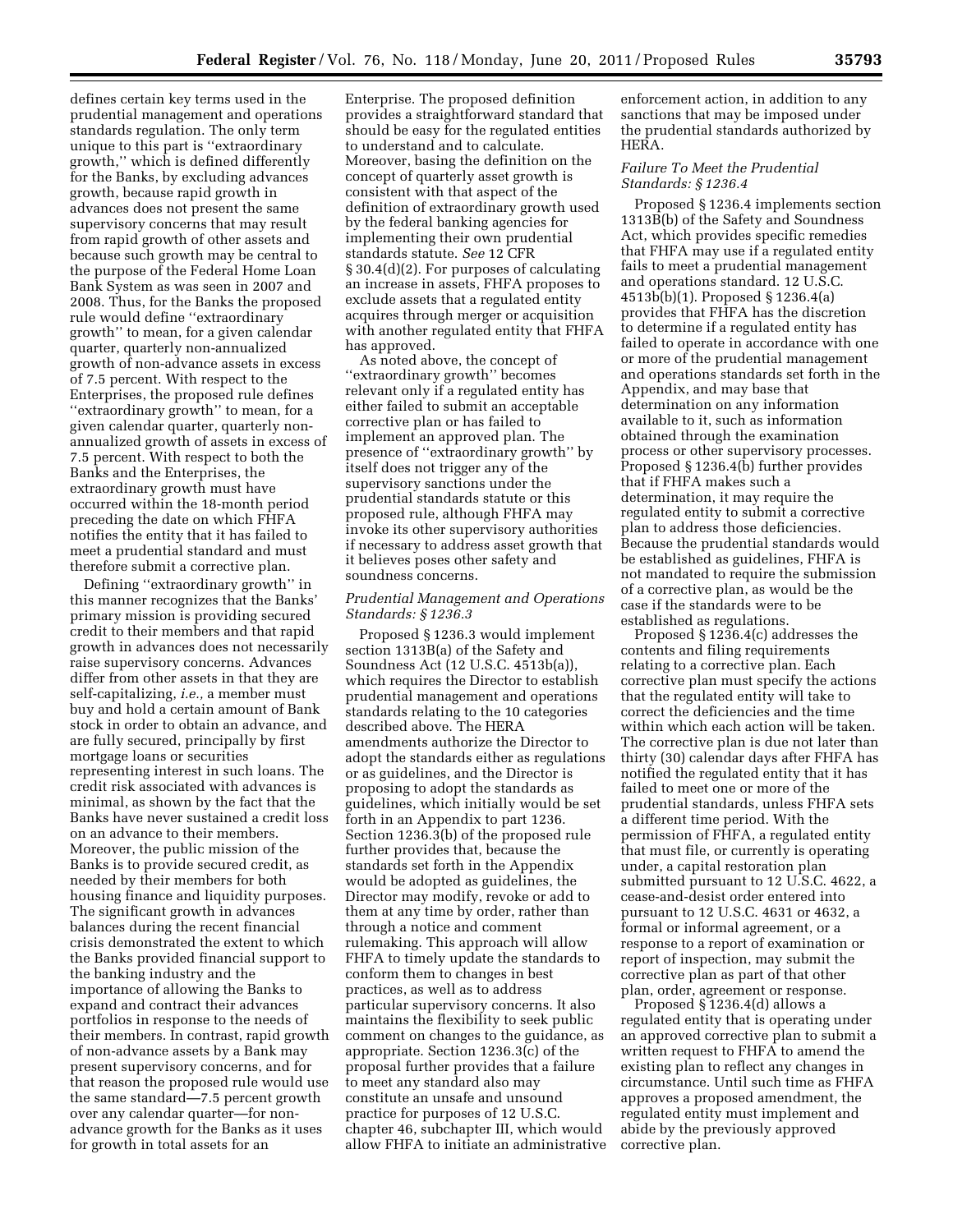defines certain key terms used in the prudential management and operations standards regulation. The only term unique to this part is ''extraordinary growth,'' which is defined differently for the Banks, by excluding advances growth, because rapid growth in advances does not present the same supervisory concerns that may result from rapid growth of other assets and because such growth may be central to the purpose of the Federal Home Loan Bank System as was seen in 2007 and 2008. Thus, for the Banks the proposed rule would define ''extraordinary growth'' to mean, for a given calendar quarter, quarterly non-annualized growth of non-advance assets in excess of 7.5 percent. With respect to the Enterprises, the proposed rule defines ''extraordinary growth'' to mean, for a given calendar quarter, quarterly non-annualized growth of assets in excess of 7.5 percent. With respect to both the Banks and the Enterprises, the extraordinary growth must have occurred within the 18-month period preceding the date on which FHFA notifies the entity that it has failed to meet a prudential standard and must therefore submit a corrective plan.

Defining ''extraordinary growth'' in this manner recognizes that the Banks' primary mission is providing secured credit to their members and that rapid growth in advances does not necessarily raise supervisory concerns. Advances differ from other assets in that they are self-capitalizing, *i.e.,* a member must buy and hold a certain amount of Bank stock in order to obtain an advance, and are fully secured, principally by first mortgage loans or securities representing interest in such loans. The credit risk associated with advances is minimal, as shown by the fact that the Banks have never sustained a credit loss on an advance to their members. Moreover, the public mission of the Banks is to provide secured credit, as needed by their members for both housing finance and liquidity purposes. The significant growth in advances balances during the recent financial crisis demonstrated the extent to which the Banks provided financial support to the banking industry and the importance of allowing the Banks to expand and contract their advances portfolios in response to the needs of their members. In contrast, rapid growth of non-advance assets by a Bank may present supervisory concerns, and for that reason the proposed rule would use the same standard—7.5 percent growth over any calendar quarter—for non-advance growth for the Banks as it uses for growth in total assets for an Enterprise. The proposed definition provides a straightforward standard that should be easy for the regulated entities to understand and to calculate. Moreover, basing the definition on the concept of quarterly asset growth is consistent with that aspect of the definition of extraordinary growth used by the federal banking agencies for implementing their own prudential standards statute. *See* 12 CFR § 30.4(d)(2). For purposes of calculating an increase in assets, FHFA proposes to exclude assets that a regulated entity acquires through merger or acquisition with another regulated entity that FHFA has approved.

As noted above, the concept of ''extraordinary growth'' becomes relevant only if a regulated entity has either failed to submit an acceptable corrective plan or has failed to implement an approved plan. The presence of ''extraordinary growth'' by itself does not trigger any of the supervisory sanctions under the prudential standards statute or this proposed rule, although FHFA may invoke its other supervisory authorities if necessary to address asset growth that it believes poses other safety and soundness concerns.

### *Prudential Management and Operations Standards: § 1236.3*

Proposed § 1236.3 would implement section 1313B(a) of the Safety and Soundness Act (12 U.S.C. 4513b(a)), which requires the Director to establish prudential management and operations standards relating to the 10 categories described above. The HERA amendments authorize the Director to adopt the standards either as regulations or as guidelines, and the Director is proposing to adopt the standards as guidelines, which initially would be set forth in an Appendix to part 1236. Section 1236.3(b) of the proposed rule further provides that, because the standards set forth in the Appendix would be adopted as guidelines, the Director may modify, revoke or add to them at any time by order, rather than through a notice and comment rulemaking. This approach will allow FHFA to timely update the standards to conform them to changes in best practices, as well as to address particular supervisory concerns. It also maintains the flexibility to seek public comment on changes to the guidance, as appropriate. Section 1236.3(c) of the proposal further provides that a failure to meet any standard also may constitute an unsafe and unsound practice for purposes of 12 U.S.C. chapter 46, subchapter III, which would allow FHFA to initiate an administrative enforcement action, in addition to any sanctions that may be imposed under the prudential standards authorized by HERA.

### *Failure To Meet the Prudential Standards: § 1236.4*

Proposed § 1236.4 implements section 1313B(b) of the Safety and Soundness Act, which provides specific remedies that FHFA may use if a regulated entity fails to meet a prudential management and operations standard. 12 U.S.C. 4513b(b)(1). Proposed § 1236.4(a) provides that FHFA has the discretion to determine if a regulated entity has failed to operate in accordance with one or more of the prudential management and operations standards set forth in the Appendix, and may base that determination on any information available to it, such as information obtained through the examination process or other supervisory processes. Proposed § 1236.4(b) further provides that if FHFA makes such a determination, it may require the regulated entity to submit a corrective plan to address those deficiencies. Because the prudential standards would be established as guidelines, FHFA is not mandated to require the submission of a corrective plan, as would be the case if the standards were to be established as regulations.

Proposed § 1236.4(c) addresses the contents and filing requirements relating to a corrective plan. Each corrective plan must specify the actions that the regulated entity will take to correct the deficiencies and the time within which each action will be taken. The corrective plan is due not later than thirty (30) calendar days after FHFA has notified the regulated entity that it has failed to meet one or more of the prudential standards, unless FHFA sets a different time period. With the permission of FHFA, a regulated entity that must file, or currently is operating under, a capital restoration plan submitted pursuant to 12 U.S.C. 4622, a cease-and-desist order entered into pursuant to 12 U.S.C. 4631 or 4632, a formal or informal agreement, or a response to a report of examination or report of inspection, may submit the corrective plan as part of that other plan, order, agreement or response.

Proposed § 1236.4(d) allows a regulated entity that is operating under an approved corrective plan to submit a written request to FHFA to amend the existing plan to reflect any changes in circumstance. Until such time as FHFA approves a proposed amendment, the regulated entity must implement and abide by the previously approved corrective plan.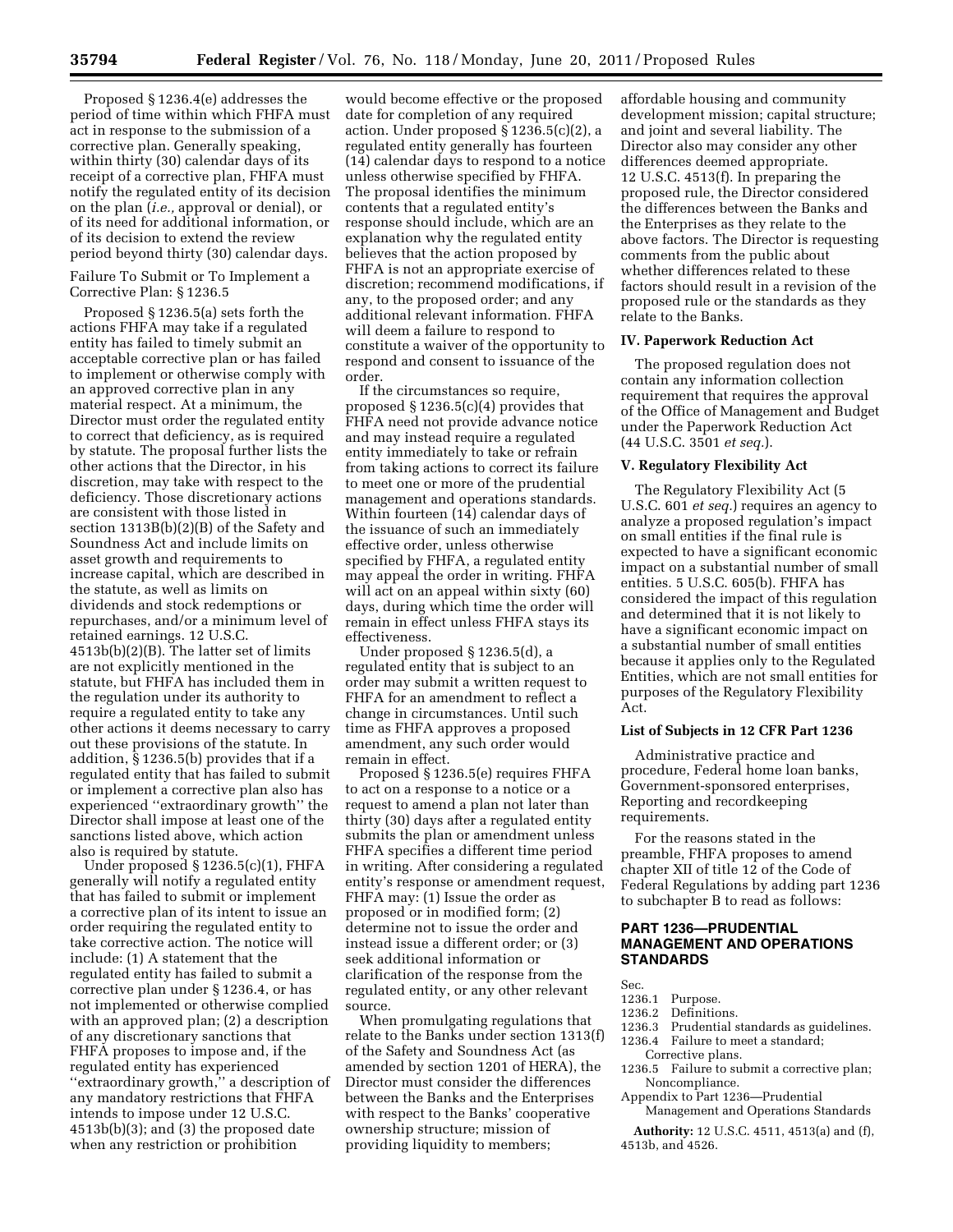Proposed § 1236.4(e) addresses the period of time within which FHFA must act in response to the submission of a corrective plan. Generally speaking, within thirty (30) calendar days of its receipt of a corrective plan, FHFA must notify the regulated entity of its decision on the plan (*i.e.,* approval or denial), or of its need for additional information, or of its decision to extend the review period beyond thirty (30) calendar days.

Failure To Submit or To Implement a Corrective Plan: § 1236.5

Proposed § 1236.5(a) sets forth the actions FHFA may take if a regulated entity has failed to timely submit an acceptable corrective plan or has failed to implement or otherwise comply with an approved corrective plan in any material respect. At a minimum, the Director must order the regulated entity to correct that deficiency, as is required by statute. The proposal further lists the other actions that the Director, in his discretion, may take with respect to the deficiency. Those discretionary actions are consistent with those listed in section 1313B(b)(2)(B) of the Safety and Soundness Act and include limits on asset growth and requirements to increase capital, which are described in the statute, as well as limits on dividends and stock redemptions or repurchases, and/or a minimum level of retained earnings. 12 U.S.C. 4513b(b)(2)(B). The latter set of limits are not explicitly mentioned in the statute, but FHFA has included them in the regulation under its authority to require a regulated entity to take any other actions it deems necessary to carry out these provisions of the statute. In addition, § 1236.5(b) provides that if a regulated entity that has failed to submit or implement a corrective plan also has experienced "extraordinary growth" the Director shall impose at least one of the sanctions listed above, which action also is required by statute.

Under proposed § 1236.5(c)(1), FHFA generally will notify a regulated entity that has failed to submit or implement a corrective plan of its intent to issue an order requiring the regulated entity to take corrective action. The notice will include: (1) A statement that the regulated entity has failed to submit a corrective plan under § 1236.4, or has not implemented or otherwise complied with an approved plan; (2) a description of any discretionary sanctions that FHFA proposes to impose and, if the regulated entity has experienced "extraordinary growth," a description of any mandatory restrictions that FHFA intends to impose under 12 U.S.C. 4513b(b)(3); and (3) the proposed date when any restriction or prohibition would become effective or the proposed date for completion of any required action. Under proposed § 1236.5(c)(2), a regulated entity generally has fourteen (14) calendar days to respond to a notice unless otherwise specified by FHFA. The proposal identifies the minimum contents that a regulated entity's response should include, which are an explanation why the regulated entity believes that the action proposed by FHFA is not an appropriate exercise of discretion; recommend modifications, if any, to the proposed order; and any additional relevant information. FHFA will deem a failure to respond to constitute a waiver of the opportunity to respond and consent to issuance of the order.

If the circumstances so require, proposed § 1236.5(c)(4) provides that FHFA need not provide advance notice and may instead require a regulated entity immediately to take or refrain from taking actions to correct its failure to meet one or more of the prudential management and operations standards. Within fourteen (14) calendar days of the issuance of such an immediately effective order, unless otherwise specified by FHFA, a regulated entity may appeal the order in writing. FHFA will act on an appeal within sixty (60) days, during which time the order will remain in effect unless FHFA stays its effectiveness.

Under proposed § 1236.5(d), a regulated entity that is subject to an order may submit a written request to FHFA for an amendment to reflect a change in circumstances. Until such time as FHFA approves a proposed amendment, any such order would remain in effect.

Proposed § 1236.5(e) requires FHFA to act on a response to a notice or a request to amend a plan not later than thirty (30) days after a regulated entity submits the plan or amendment unless FHFA specifies a different time period in writing. After considering a regulated entity's response or amendment request, FHFA may: (1) Issue the order as proposed or in modified form; (2) determine not to issue the order and instead issue a different order; or (3) seek additional information or clarification of the response from the regulated entity, or any other relevant source.

When promulgating regulations that relate to the Banks under section 1313(f) of the Safety and Soundness Act (as amended by section 1201 of HERA), the Director must consider the differences between the Banks and the Enterprises with respect to the Banks' cooperative ownership structure; mission of providing liquidity to members; affordable housing and community development mission; capital structure; and joint and several liability. The Director also may consider any other differences deemed appropriate. 12 U.S.C. 4513(f). In preparing the proposed rule, the Director considered the differences between the Banks and the Enterprises as they relate to the above factors. The Director is requesting comments from the public about whether differences related to these factors should result in a revision of the proposed rule or the standards as they relate to the Banks.

## IV. Paperwork Reduction Act

The proposed regulation does not contain any information collection requirement that requires the approval of the Office of Management and Budget under the Paperwork Reduction Act (44 U.S.C. 3501 *et seq.*).

## V. Regulatory Flexibility Act

The Regulatory Flexibility Act (5 U.S.C. 601 *et seq.*) requires an agency to analyze a proposed regulation's impact on small entities if the final rule is expected to have a significant economic impact on a substantial number of small entities. 5 U.S.C. 605(b). FHFA has considered the impact of this regulation and determined that it is not likely to have a significant economic impact on a substantial number of small entities because it applies only to the Regulated Entities, which are not small entities for purposes of the Regulatory Flexibility Act.

### List of Subjects in 12 CFR Part 1236

Administrative practice and procedure, Federal home loan banks, Government-sponsored enterprises, Reporting and recordkeeping requirements.

For the reasons stated in the preamble, FHFA proposes to amend chapter XII of title 12 of the Code of Federal Regulations by adding part 1236 to subchapter B to read as follows:

## PART 1236—PRUDENTIAL MANAGEMENT AND OPERATIONS STANDARDS

Sec.
1236.1 Purpose.
1236.2 Definitions.
1236.3 Prudential standards as guidelines.
1236.4 Failure to meet a standard; Corrective plans.
1236.5 Failure to submit a corrective plan; Noncompliance.
Appendix to Part 1236—Prudential Management and Operations Standards

**Authority:** 12 U.S.C. 4511, 4513(a) and (f), 4513b, and 4526.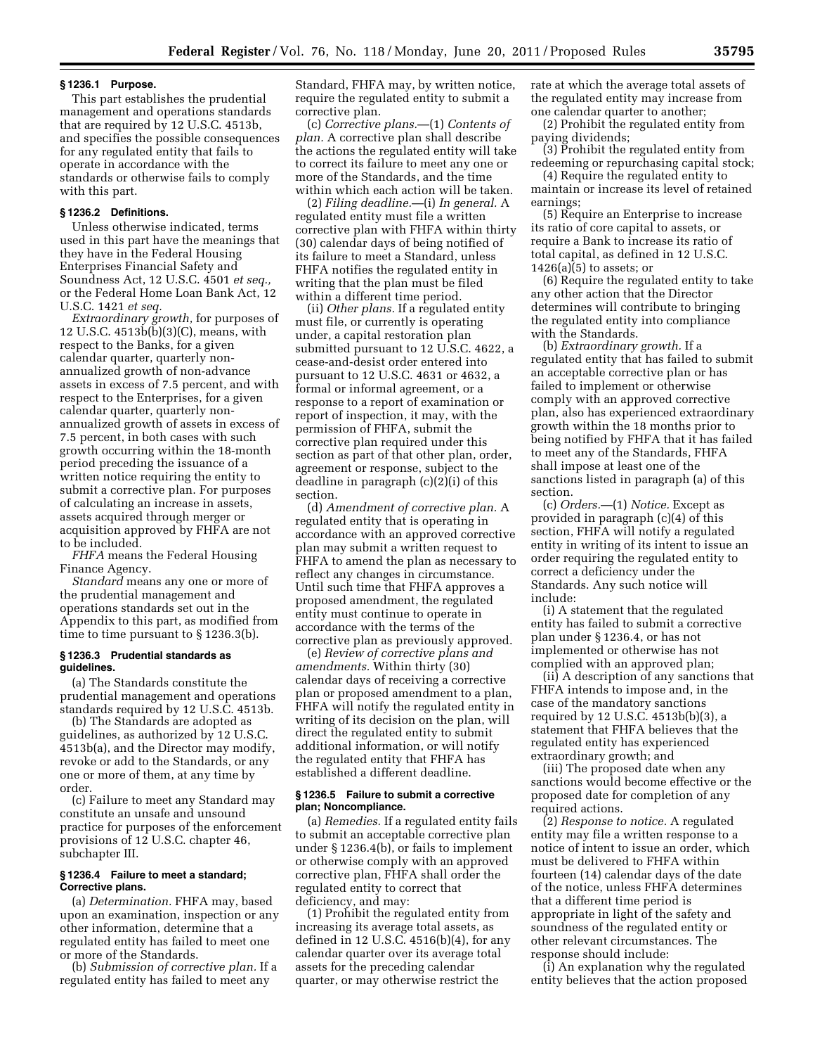### § 1236.1 Purpose.

This part establishes the prudential management and operations standards that are required by 12 U.S.C. 4513b, and specifies the possible consequences for any regulated entity that fails to operate in accordance with the standards or otherwise fails to comply with this part.

### § 1236.2 Definitions.

Unless otherwise indicated, terms used in this part have the meanings that they have in the Federal Housing Enterprises Financial Safety and Soundness Act, 12 U.S.C. 4501 *et seq.*, or the Federal Home Loan Bank Act, 12 U.S.C. 1421 *et seq.*

*Extraordinary growth,* for purposes of 12 U.S.C. 4513b(b)(3)(C), means, with respect to the Banks, for a given calendar quarter, quarterly non-annualized growth of non-advance assets in excess of 7.5 percent, and with respect to the Enterprises, for a given calendar quarter, quarterly non-annualized growth of assets in excess of 7.5 percent, in both cases with such growth occurring within the 18-month period preceding the issuance of a written notice requiring the entity to submit a corrective plan. For purposes of calculating an increase in assets, assets acquired through merger or acquisition approved by FHFA are not to be included.

*FHFA* means the Federal Housing Finance Agency.

*Standard* means any one or more of the prudential management and operations standards set out in the Appendix to this part, as modified from time to time pursuant to § 1236.3(b).

### § 1236.3 Prudential standards as guidelines.

(a) The Standards constitute the prudential management and operations standards required by 12 U.S.C. 4513b.

(b) The Standards are adopted as guidelines, as authorized by 12 U.S.C. 4513b(a), and the Director may modify, revoke or add to the Standards, or any one or more of them, at any time by order.

(c) Failure to meet any Standard may constitute an unsafe and unsound practice for purposes of the enforcement provisions of 12 U.S.C. chapter 46, subchapter III.

### § 1236.4 Failure to meet a standard; Corrective plans.

(a) *Determination.* FHFA may, based upon an examination, inspection or any other information, determine that a regulated entity has failed to meet one or more of the Standards.

(b) *Submission of corrective plan.* If a regulated entity has failed to meet any Standard, FHFA may, by written notice, require the regulated entity to submit a corrective plan.

(c) *Corrective plans.*—(1) *Contents of plan.* A corrective plan shall describe the actions the regulated entity will take to correct its failure to meet any one or more of the Standards, and the time within which each action will be taken.

(2) *Filing deadline.*—(i) *In general.* A regulated entity must file a written corrective plan with FHFA within thirty (30) calendar days of being notified of its failure to meet a Standard, unless FHFA notifies the regulated entity in writing that the plan must be filed within a different time period.

(ii) *Other plans.* If a regulated entity must file, or currently is operating under, a capital restoration plan submitted pursuant to 12 U.S.C. 4622, a cease-and-desist order entered into pursuant to 12 U.S.C. 4631 or 4632, a formal or informal agreement, or a response to a report of examination or report of inspection, it may, with the permission of FHFA, submit the corrective plan required under this section as part of that other plan, order, agreement or response, subject to the deadline in paragraph (c)(2)(i) of this section.

(d) *Amendment of corrective plan.* A regulated entity that is operating in accordance with an approved corrective plan may submit a written request to FHFA to amend the plan as necessary to reflect any changes in circumstance. Until such time that FHFA approves a proposed amendment, the regulated entity must continue to operate in accordance with the terms of the corrective plan as previously approved.

(e) *Review of corrective plans and amendments.* Within thirty (30) calendar days of receiving a corrective plan or proposed amendment to a plan, FHFA will notify the regulated entity in writing of its decision on the plan, will direct the regulated entity to submit additional information, or will notify the regulated entity that FHFA has established a different deadline.

### § 1236.5 Failure to submit a corrective plan; Noncompliance.

(a) *Remedies.* If a regulated entity fails to submit an acceptable corrective plan under § 1236.4(b), or fails to implement or otherwise comply with an approved corrective plan, FHFA shall order the regulated entity to correct that deficiency, and may:

(1) Prohibit the regulated entity from increasing its average total assets, as defined in 12 U.S.C. 4516(b)(4), for any calendar quarter over its average total assets for the preceding calendar quarter, or may otherwise restrict the rate at which the average total assets of the regulated entity may increase from one calendar quarter to another;

(2) Prohibit the regulated entity from paying dividends;

(3) Prohibit the regulated entity from redeeming or repurchasing capital stock;

(4) Require the regulated entity to maintain or increase its level of retained earnings;

(5) Require an Enterprise to increase its ratio of core capital to assets, or require a Bank to increase its ratio of total capital, as defined in 12 U.S.C. 1426(a)(5) to assets; or

(6) Require the regulated entity to take any other action that the Director determines will contribute to bringing the regulated entity into compliance with the Standards.

(b) *Extraordinary growth.* If a regulated entity that has failed to submit an acceptable corrective plan or has failed to implement or otherwise comply with an approved corrective plan, also has experienced extraordinary growth within the 18 months prior to being notified by FHFA that it has failed to meet any of the Standards, FHFA shall impose at least one of the sanctions listed in paragraph (a) of this section.

(c) *Orders.*—(1) *Notice.* Except as provided in paragraph (c)(4) of this section, FHFA will notify a regulated entity in writing of its intent to issue an order requiring the regulated entity to correct a deficiency under the Standards. Any such notice will include:

(i) A statement that the regulated entity has failed to submit a corrective plan under § 1236.4, or has not implemented or otherwise has not complied with an approved plan;

(ii) A description of any sanctions that FHFA intends to impose and, in the case of the mandatory sanctions required by 12 U.S.C. 4513b(b)(3), a statement that FHFA believes that the regulated entity has experienced extraordinary growth; and

(iii) The proposed date when any sanctions would become effective or the proposed date for completion of any required actions.

(2) *Response to notice.* A regulated entity may file a written response to a notice of intent to issue an order, which must be delivered to FHFA within fourteen (14) calendar days of the date of the notice, unless FHFA determines that a different time period is appropriate in light of the safety and soundness of the regulated entity or other relevant circumstances. The response should include:

(i) An explanation why the regulated entity believes that the action proposed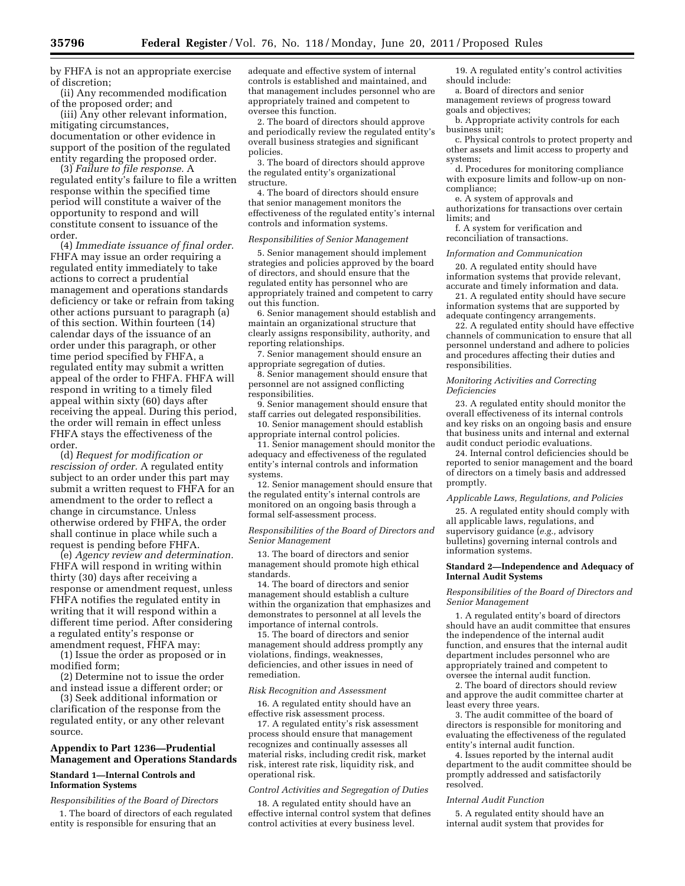by FHFA is not an appropriate exercise of discretion;

(ii) Any recommended modification of the proposed order; and

(iii) Any other relevant information, mitigating circumstances, documentation or other evidence in support of the position of the regulated entity regarding the proposed order.

(3) *Failure to file response.* A regulated entity's failure to file a written response within the specified time period will constitute a waiver of the opportunity to respond and will constitute consent to issuance of the order.

(4) *Immediate issuance of final order.* FHFA may issue an order requiring a regulated entity immediately to take actions to correct a prudential management and operations standards deficiency or take or refrain from taking other actions pursuant to paragraph (a) of this section. Within fourteen (14) calendar days of the issuance of an order under this paragraph, or other time period specified by FHFA, a regulated entity may submit a written appeal of the order to FHFA. FHFA will respond in writing to a timely filed appeal within sixty (60) days after receiving the appeal. During this period, the order will remain in effect unless FHFA stays the effectiveness of the order.

(d) *Request for modification or rescission of order.* A regulated entity subject to an order under this part may submit a written request to FHFA for an amendment to the order to reflect a change in circumstance. Unless otherwise ordered by FHFA, the order shall continue in place while such a request is pending before FHFA.

(e) *Agency review and determination.* FHFA will respond in writing within thirty (30) days after receiving a response or amendment request, unless FHFA notifies the regulated entity in writing that it will respond within a different time period. After considering a regulated entity's response or amendment request, FHFA may:

(1) Issue the order as proposed or in modified form;

(2) Determine not to issue the order and instead issue a different order; or

(3) Seek additional information or clarification of the response from the regulated entity, or any other relevant source.

## Appendix to Part 1236—Prudential Management and Operations Standards

### Standard 1—Internal Controls and Information Systems

*Responsibilities of the Board of Directors*

1. The board of directors of each regulated entity is responsible for ensuring that an adequate and effective system of internal controls is established and maintained, and that management includes personnel who are appropriately trained and competent to oversee this function.

2. The board of directors should approve and periodically review the regulated entity's overall business strategies and significant policies.

3. The board of directors should approve the regulated entity's organizational structure.

4. The board of directors should ensure that senior management monitors the effectiveness of the regulated entity's internal controls and information systems.

*Responsibilities of Senior Management*

5. Senior management should implement strategies and policies approved by the board of directors, and should ensure that the regulated entity has personnel who are appropriately trained and competent to carry out this function.

6. Senior management should establish and maintain an organizational structure that clearly assigns responsibility, authority, and reporting relationships.

7. Senior management should ensure an appropriate segregation of duties.

8. Senior management should ensure that personnel are not assigned conflicting responsibilities.

9. Senior management should ensure that staff carries out delegated responsibilities.

10. Senior management should establish appropriate internal control policies.

11. Senior management should monitor the adequacy and effectiveness of the regulated entity's internal controls and information systems.

12. Senior management should ensure that the regulated entity's internal controls are monitored on an ongoing basis through a formal self-assessment process.

*Responsibilities of the Board of Directors and Senior Management*

13. The board of directors and senior management should promote high ethical standards.

14. The board of directors and senior management should establish a culture within the organization that emphasizes and demonstrates to personnel at all levels the importance of internal controls.

15. The board of directors and senior management should address promptly any violations, findings, weaknesses, deficiencies, and other issues in need of remediation.

*Risk Recognition and Assessment*

16. A regulated entity should have an effective risk assessment process.

17. A regulated entity's risk assessment process should ensure that management recognizes and continually assesses all material risks, including credit risk, market risk, interest rate risk, liquidity risk, and operational risk.

*Control Activities and Segregation of Duties*

18. A regulated entity should have an effective internal control system that defines control activities at every business level.

19. A regulated entity's control activities should include:

a. Board of directors and senior management reviews of progress toward goals and objectives;

b. Appropriate activity controls for each business unit;

c. Physical controls to protect property and other assets and limit access to property and systems;

d. Procedures for monitoring compliance with exposure limits and follow-up on non-compliance;

e. A system of approvals and authorizations for transactions over certain limits; and

f. A system for verification and reconciliation of transactions.

*Information and Communication*

20. A regulated entity should have information systems that provide relevant, accurate and timely information and data.

21. A regulated entity should have secure information systems that are supported by adequate contingency arrangements.

22. A regulated entity should have effective channels of communication to ensure that all personnel understand and adhere to policies and procedures affecting their duties and responsibilities.

*Monitoring Activities and Correcting Deficiencies*

23. A regulated entity should monitor the overall effectiveness of its internal controls and key risks on an ongoing basis and ensure that business units and internal and external audit conduct periodic evaluations.

24. Internal control deficiencies should be reported to senior management and the board of directors on a timely basis and addressed promptly.

*Applicable Laws, Regulations, and Policies*

25. A regulated entity should comply with all applicable laws, regulations, and supervisory guidance (*e.g.,* advisory bulletins) governing internal controls and information systems.

### Standard 2—Independence and Adequacy of Internal Audit Systems

*Responsibilities of the Board of Directors and Senior Management*

1. A regulated entity's board of directors should have an audit committee that ensures the independence of the internal audit function, and ensures that the internal audit department includes personnel who are appropriately trained and competent to oversee the internal audit function.

2. The board of directors should review and approve the audit committee charter at least every three years.

3. The audit committee of the board of directors is responsible for monitoring and evaluating the effectiveness of the regulated entity's internal audit function.

4. Issues reported by the internal audit department to the audit committee should be promptly addressed and satisfactorily resolved.

*Internal Audit Function*

5. A regulated entity should have an internal audit system that provides for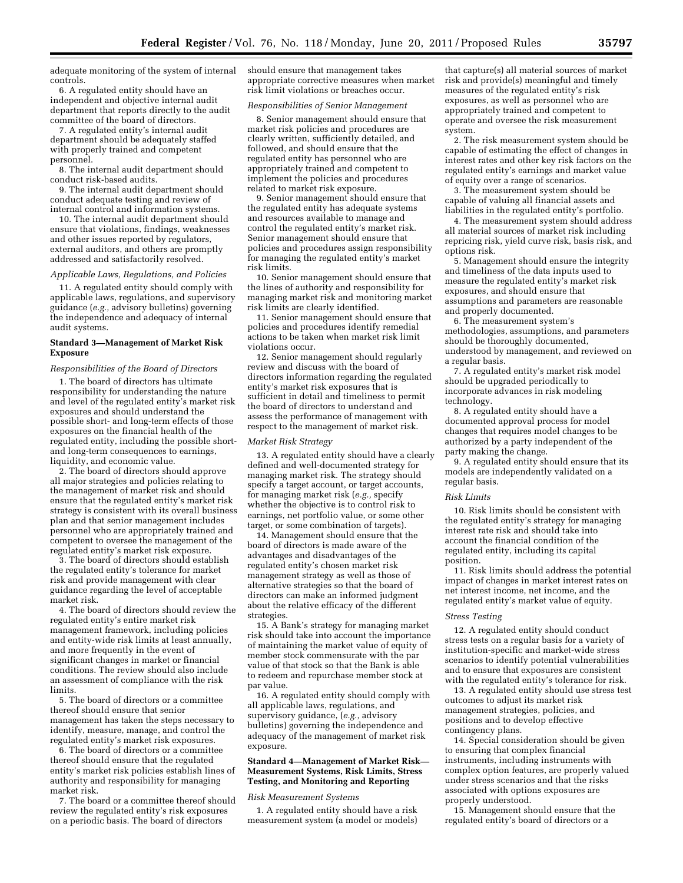adequate monitoring of the system of internal controls.

6. A regulated entity should have an independent and objective internal audit department that reports directly to the audit committee of the board of directors.

7. A regulated entity's internal audit department should be adequately staffed with properly trained and competent personnel.

8. The internal audit department should conduct risk-based audits.

9. The internal audit department should conduct adequate testing and review of internal control and information systems.

10. The internal audit department should ensure that violations, findings, weaknesses and other issues reported by regulators, external auditors, and others are promptly addressed and satisfactorily resolved.

*Applicable Laws, Regulations, and Policies*

11. A regulated entity should comply with applicable laws, regulations, and supervisory guidance (*e.g.,* advisory bulletins) governing the independence and adequacy of internal audit systems.

**Standard 3—Management of Market Risk Exposure**

*Responsibilities of the Board of Directors*

1. The board of directors has ultimate responsibility for understanding the nature and level of the regulated entity's market risk exposures and should understand the possible short- and long-term effects of those exposures on the financial health of the regulated entity, including the possible short- and long-term consequences to earnings, liquidity, and economic value.

2. The board of directors should approve all major strategies and policies relating to the management of market risk and should ensure that the regulated entity's market risk strategy is consistent with its overall business plan and that senior management includes personnel who are appropriately trained and competent to oversee the management of the regulated entity's market risk exposure.

3. The board of directors should establish the regulated entity's tolerance for market risk and provide management with clear guidance regarding the level of acceptable market risk.

4. The board of directors should review the regulated entity's entire market risk management framework, including policies and entity-wide risk limits at least annually, and more frequently in the event of significant changes in market or financial conditions. The review should also include an assessment of compliance with the risk limits.

5. The board of directors or a committee thereof should ensure that senior management has taken the steps necessary to identify, measure, manage, and control the regulated entity's market risk exposures.

6. The board of directors or a committee thereof should ensure that the regulated entity's market risk policies establish lines of authority and responsibility for managing market risk.

7. The board or a committee thereof should review the regulated entity's risk exposures on a periodic basis. The board of directors should ensure that management takes appropriate corrective measures when market risk limit violations or breaches occur.

*Responsibilities of Senior Management*

8. Senior management should ensure that market risk policies and procedures are clearly written, sufficiently detailed, and followed, and should ensure that the regulated entity has personnel who are appropriately trained and competent to implement the policies and procedures related to market risk exposure.

9. Senior management should ensure that the regulated entity has adequate systems and resources available to manage and control the regulated entity's market risk. Senior management should ensure that policies and procedures assign responsibility for managing the regulated entity's market risk limits.

10. Senior management should ensure that the lines of authority and responsibility for managing market risk and monitoring market risk limits are clearly identified.

11. Senior management should ensure that policies and procedures identify remedial actions to be taken when market risk limit violations occur.

12. Senior management should regularly review and discuss with the board of directors information regarding the regulated entity's market risk exposures that is sufficient in detail and timeliness to permit the board of directors to understand and assess the performance of management with respect to the management of market risk.

*Market Risk Strategy*

13. A regulated entity should have a clearly defined and well-documented strategy for managing market risk. The strategy should specify a target account, or target accounts, for managing market risk (*e.g.,* specify whether the objective is to control risk to earnings, net portfolio value, or some other target, or some combination of targets).

14. Management should ensure that the board of directors is made aware of the advantages and disadvantages of the regulated entity's chosen market risk management strategy as well as those of alternative strategies so that the board of directors can make an informed judgment about the relative efficacy of the different strategies.

15. A Bank's strategy for managing market risk should take into account the importance of maintaining the market value of equity of member stock commensurate with the par value of that stock so that the Bank is able to redeem and repurchase member stock at par value.

16. A regulated entity should comply with all applicable laws, regulations, and supervisory guidance, (*e.g.,* advisory bulletins) governing the independence and adequacy of the management of market risk exposure.

**Standard 4—Management of Market Risk—Measurement Systems, Risk Limits, Stress Testing, and Monitoring and Reporting**

*Risk Measurement Systems*

1. A regulated entity should have a risk measurement system (a model or models) that capture(s) all material sources of market risk and provide(s) meaningful and timely measures of the regulated entity's risk exposures, as well as personnel who are appropriately trained and competent to operate and oversee the risk measurement system.

2. The risk measurement system should be capable of estimating the effect of changes in interest rates and other key risk factors on the regulated entity's earnings and market value of equity over a range of scenarios.

3. The measurement system should be capable of valuing all financial assets and liabilities in the regulated entity's portfolio.

4. The measurement system should address all material sources of market risk including repricing risk, yield curve risk, basis risk, and options risk.

5. Management should ensure the integrity and timeliness of the data inputs used to measure the regulated entity's market risk exposures, and should ensure that assumptions and parameters are reasonable and properly documented.

6. The measurement system's methodologies, assumptions, and parameters should be thoroughly documented, understood by management, and reviewed on a regular basis.

7. A regulated entity's market risk model should be upgraded periodically to incorporate advances in risk modeling technology.

8. A regulated entity should have a documented approval process for model changes that requires model changes to be authorized by a party independent of the party making the change.

9. A regulated entity should ensure that its models are independently validated on a regular basis.

*Risk Limits*

10. Risk limits should be consistent with the regulated entity's strategy for managing interest rate risk and should take into account the financial condition of the regulated entity, including its capital position.

11. Risk limits should address the potential impact of changes in market interest rates on net interest income, net income, and the regulated entity's market value of equity.

*Stress Testing*

12. A regulated entity should conduct stress tests on a regular basis for a variety of institution-specific and market-wide stress scenarios to identify potential vulnerabilities and to ensure that exposures are consistent with the regulated entity's tolerance for risk.

13. A regulated entity should use stress test outcomes to adjust its market risk management strategies, policies, and positions and to develop effective contingency plans.

14. Special consideration should be given to ensuring that complex financial instruments, including instruments with complex option features, are properly valued under stress scenarios and that the risks associated with options exposures are properly understood.

15. Management should ensure that the regulated entity's board of directors or a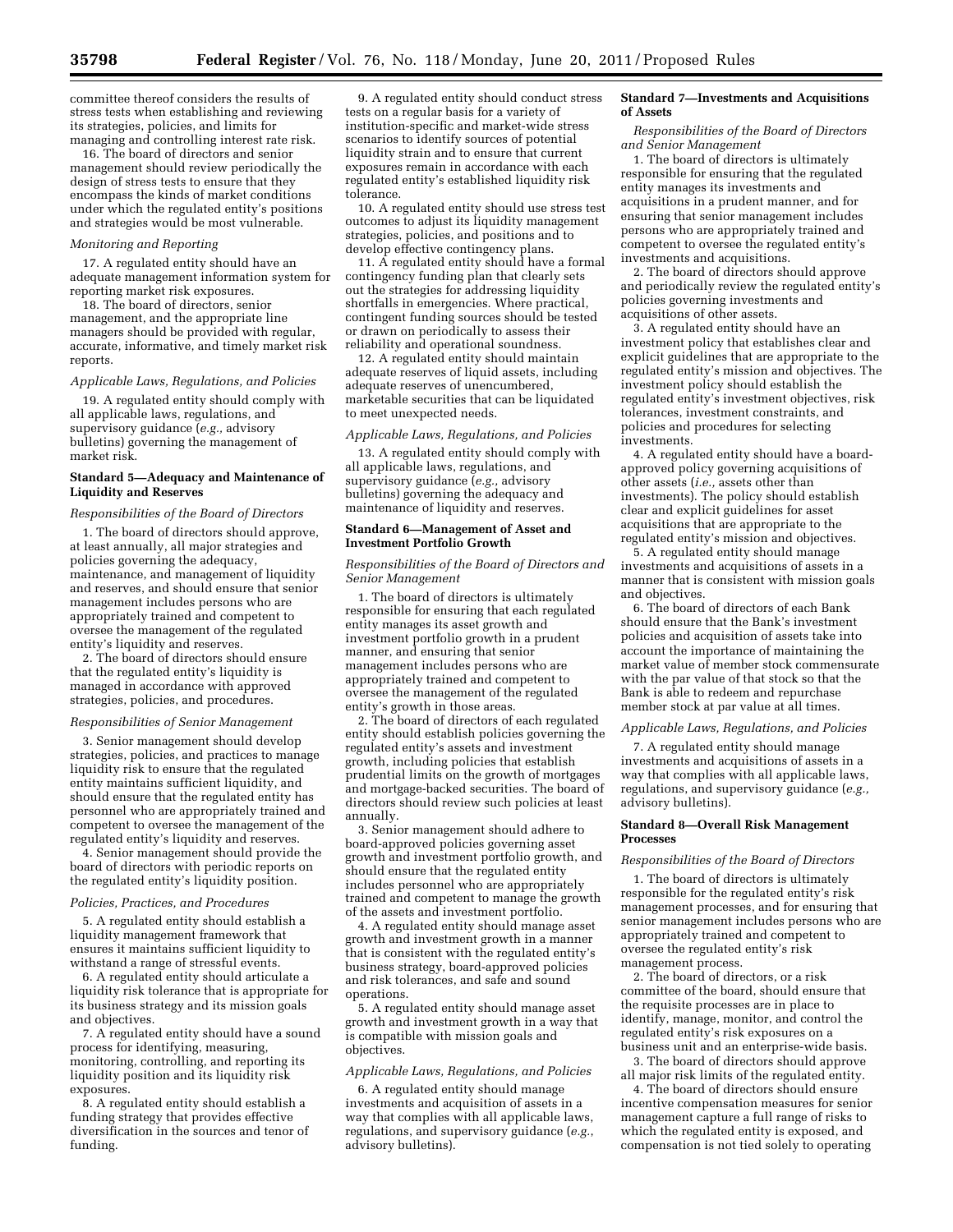committee thereof considers the results of stress tests when establishing and reviewing its strategies, policies, and limits for managing and controlling interest rate risk.

16. The board of directors and senior management should review periodically the design of stress tests to ensure that they encompass the kinds of market conditions under which the regulated entity's positions and strategies would be most vulnerable.

*Monitoring and Reporting*

17. A regulated entity should have an adequate management information system for reporting market risk exposures.

18. The board of directors, senior management, and the appropriate line managers should be provided with regular, accurate, informative, and timely market risk reports.

*Applicable Laws, Regulations, and Policies*

19. A regulated entity should comply with all applicable laws, regulations, and supervisory guidance (*e.g.,* advisory bulletins) governing the management of market risk.

**Standard 5—Adequacy and Maintenance of Liquidity and Reserves**

*Responsibilities of the Board of Directors*

1. The board of directors should approve, at least annually, all major strategies and policies governing the adequacy, maintenance, and management of liquidity and reserves, and should ensure that senior management includes persons who are appropriately trained and competent to oversee the management of the regulated entity's liquidity and reserves.

2. The board of directors should ensure that the regulated entity's liquidity is managed in accordance with approved strategies, policies, and procedures.

*Responsibilities of Senior Management*

3. Senior management should develop strategies, policies, and practices to manage liquidity risk to ensure that the regulated entity maintains sufficient liquidity, and should ensure that the regulated entity has personnel who are appropriately trained and competent to oversee the management of the regulated entity's liquidity and reserves.

4. Senior management should provide the board of directors with periodic reports on the regulated entity's liquidity position.

*Policies, Practices, and Procedures*

5. A regulated entity should establish a liquidity management framework that ensures it maintains sufficient liquidity to withstand a range of stressful events.

6. A regulated entity should articulate a liquidity risk tolerance that is appropriate for its business strategy and its mission goals and objectives.

7. A regulated entity should have a sound process for identifying, measuring, monitoring, controlling, and reporting its liquidity position and its liquidity risk exposures.

8. A regulated entity should establish a funding strategy that provides effective diversification in the sources and tenor of funding.

9. A regulated entity should conduct stress tests on a regular basis for a variety of institution-specific and market-wide stress scenarios to identify sources of potential liquidity strain and to ensure that current exposures remain in accordance with each regulated entity's established liquidity risk tolerance.

10. A regulated entity should use stress test outcomes to adjust its liquidity management strategies, policies, and positions and to develop effective contingency plans.

11. A regulated entity should have a formal contingency funding plan that clearly sets out the strategies for addressing liquidity shortfalls in emergencies. Where practical, contingent funding sources should be tested or drawn on periodically to assess their reliability and operational soundness.

12. A regulated entity should maintain adequate reserves of liquid assets, including adequate reserves of unencumbered, marketable securities that can be liquidated to meet unexpected needs.

*Applicable Laws, Regulations, and Policies*

13. A regulated entity should comply with all applicable laws, regulations, and supervisory guidance (*e.g.,* advisory bulletins) governing the adequacy and maintenance of liquidity and reserves.

**Standard 6—Management of Asset and Investment Portfolio Growth**

*Responsibilities of the Board of Directors and Senior Management*

1. The board of directors is ultimately responsible for ensuring that each regulated entity manages its asset growth and investment portfolio growth in a prudent manner, and ensuring that senior management includes persons who are appropriately trained and competent to oversee the management of the regulated entity's growth in those areas.

2. The board of directors of each regulated entity should establish policies governing the regulated entity's assets and investment growth, including policies that establish prudential limits on the growth of mortgages and mortgage-backed securities. The board of directors should review such policies at least annually.

3. Senior management should adhere to board-approved policies governing asset growth and investment portfolio growth, and should ensure that the regulated entity includes personnel who are appropriately trained and competent to manage the growth of the assets and investment portfolio.

4. A regulated entity should manage asset growth and investment growth in a manner that is consistent with the regulated entity's business strategy, board-approved policies and risk tolerances, and safe and sound operations.

5. A regulated entity should manage asset growth and investment growth in a way that is compatible with mission goals and objectives.

*Applicable Laws, Regulations, and Policies*

6. A regulated entity should manage investments and acquisition of assets in a way that complies with all applicable laws, regulations, and supervisory guidance (*e.g.,* advisory bulletins).

**Standard 7—Investments and Acquisitions of Assets**

*Responsibilities of the Board of Directors and Senior Management*

1. The board of directors is ultimately responsible for ensuring that the regulated entity manages its investments and acquisitions in a prudent manner, and for ensuring that senior management includes persons who are appropriately trained and competent to oversee the regulated entity's investments and acquisitions.

2. The board of directors should approve and periodically review the regulated entity's policies governing investments and acquisitions of other assets.

3. A regulated entity should have an investment policy that establishes clear and explicit guidelines that are appropriate to the regulated entity's mission and objectives. The investment policy should establish the regulated entity's investment objectives, risk tolerances, investment constraints, and policies and procedures for selecting investments.

4. A regulated entity should have a board-approved policy governing acquisitions of other assets (*i.e.,* assets other than investments). The policy should establish clear and explicit guidelines for asset acquisitions that are appropriate to the regulated entity's mission and objectives.

5. A regulated entity should manage investments and acquisitions of assets in a manner that is consistent with mission goals and objectives.

6. The board of directors of each Bank should ensure that the Bank's investment policies and acquisition of assets take into account the importance of maintaining the market value of member stock commensurate with the par value of that stock so that the Bank is able to redeem and repurchase member stock at par value at all times.

*Applicable Laws, Regulations, and Policies*

7. A regulated entity should manage investments and acquisitions of assets in a way that complies with all applicable laws, regulations, and supervisory guidance (*e.g.,* advisory bulletins).

**Standard 8—Overall Risk Management Processes**

*Responsibilities of the Board of Directors*

1. The board of directors is ultimately responsible for the regulated entity's risk management processes, and for ensuring that senior management includes persons who are appropriately trained and competent to oversee the regulated entity's risk management process.

2. The board of directors, or a risk committee of the board, should ensure that the requisite processes are in place to identify, manage, monitor, and control the regulated entity's risk exposures on a business unit and an enterprise-wide basis.

3. The board of directors should approve all major risk limits of the regulated entity.

4. The board of directors should ensure incentive compensation measures for senior management capture a full range of risks to which the regulated entity is exposed, and compensation is not tied solely to operating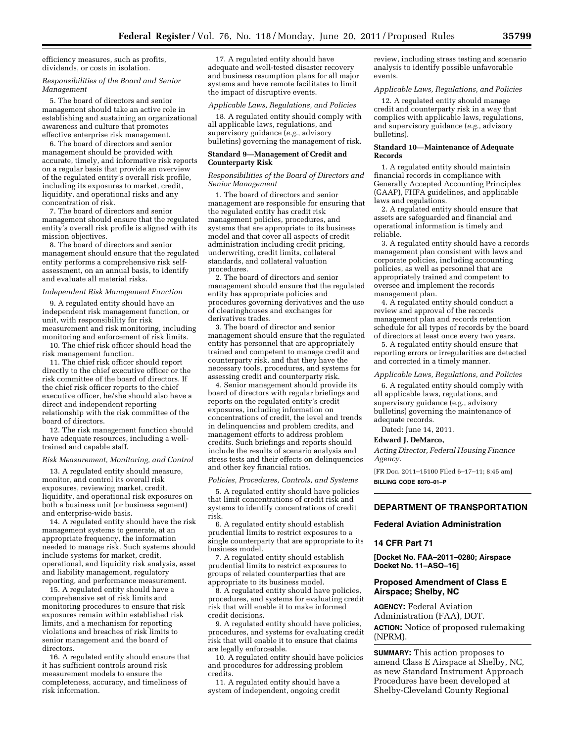efficiency measures, such as profits, dividends, or costs in isolation.

*Responsibilities of the Board and Senior Management*

5. The board of directors and senior management should take an active role in establishing and sustaining an organizational awareness and culture that promotes effective enterprise risk management.

6. The board of directors and senior management should be provided with accurate, timely, and informative risk reports on a regular basis that provide an overview of the regulated entity's overall risk profile, including its exposures to market, credit, liquidity, and operational risks and any concentration of risk.

7. The board of directors and senior management should ensure that the regulated entity's overall risk profile is aligned with its mission objectives.

8. The board of directors and senior management should ensure that the regulated entity performs a comprehensive risk self-assessment, on an annual basis, to identify and evaluate all material risks.

*Independent Risk Management Function*

9. A regulated entity should have an independent risk management function, or unit, with responsibility for risk measurement and risk monitoring, including monitoring and enforcement of risk limits.

10. The chief risk officer should head the risk management function.

11. The chief risk officer should report directly to the chief executive officer or the risk committee of the board of directors. If the chief risk officer reports to the chief executive officer, he/she should also have a direct and independent reporting relationship with the risk committee of the board of directors.

12. The risk management function should have adequate resources, including a well-trained and capable staff.

*Risk Measurement, Monitoring, and Control*

13. A regulated entity should measure, monitor, and control its overall risk exposures, reviewing market, credit, liquidity, and operational risk exposures on both a business unit (or business segment) and enterprise-wide basis.

14. A regulated entity should have the risk management systems to generate, at an appropriate frequency, the information needed to manage risk. Such systems should include systems for market, credit, operational, and liquidity risk analysis, asset and liability management, regulatory reporting, and performance measurement.

15. A regulated entity should have a comprehensive set of risk limits and monitoring procedures to ensure that risk exposures remain within established risk limits, and a mechanism for reporting violations and breaches of risk limits to senior management and the board of directors.

16. A regulated entity should ensure that it has sufficient controls around risk measurement models to ensure the completeness, accuracy, and timeliness of risk information.

17. A regulated entity should have adequate and well-tested disaster recovery and business resumption plans for all major systems and have remote facilitates to limit the impact of disruptive events.

*Applicable Laws, Regulations, and Policies*

18. A regulated entity should comply with all applicable laws, regulations, and supervisory guidance (*e.g.,* advisory bulletins) governing the management of risk.

**Standard 9—Management of Credit and Counterparty Risk**

*Responsibilities of the Board of Directors and Senior Management*

1. The board of directors and senior management are responsible for ensuring that the regulated entity has credit risk management policies, procedures, and systems that are appropriate to its business model and that cover all aspects of credit administration including credit pricing, underwriting, credit limits, collateral standards, and collateral valuation procedures.

2. The board of directors and senior management should ensure that the regulated entity has appropriate policies and procedures governing derivatives and the use of clearinghouses and exchanges for derivatives trades.

3. The board of director and senior management should ensure that the regulated entity has personnel that are appropriately trained and competent to manage credit and counterparty risk, and that they have the necessary tools, procedures, and systems for assessing credit and counterparty risk.

4. Senior management should provide its board of directors with regular briefings and reports on the regulated entity's credit exposures, including information on concentrations of credit, the level and trends in delinquencies and problem credits, and management efforts to address problem credits. Such briefings and reports should include the results of scenario analysis and stress tests and their effects on delinquencies and other key financial ratios.

*Policies, Procedures, Controls, and Systems*

5. A regulated entity should have policies that limit concentrations of credit risk and systems to identify concentrations of credit risk.

6. A regulated entity should establish prudential limits to restrict exposures to a single counterparty that are appropriate to its business model.

7. A regulated entity should establish prudential limits to restrict exposures to groups of related counterparties that are appropriate to its business model.

8. A regulated entity should have policies, procedures, and systems for evaluating credit risk that will enable it to make informed credit decisions.

9. A regulated entity should have policies, procedures, and systems for evaluating credit risk that will enable it to ensure that claims are legally enforceable.

10. A regulated entity should have policies and procedures for addressing problem credits.

11. A regulated entity should have a system of independent, ongoing credit review, including stress testing and scenario analysis to identify possible unfavorable events.

*Applicable Laws, Regulations, and Policies*

12. A regulated entity should manage credit and counterparty risk in a way that complies with applicable laws, regulations, and supervisory guidance (*e.g.,* advisory bulletins).

**Standard 10—Maintenance of Adequate Records**

1. A regulated entity should maintain financial records in compliance with Generally Accepted Accounting Principles (GAAP), FHFA guidelines, and applicable laws and regulations.

2. A regulated entity should ensure that assets are safeguarded and financial and operational information is timely and reliable.

3. A regulated entity should have a records management plan consistent with laws and corporate policies, including accounting policies, as well as personnel that are appropriately trained and competent to oversee and implement the records management plan.

4. A regulated entity should conduct a review and approval of the records management plan and records retention schedule for all types of records by the board of directors at least once every two years.

5. A regulated entity should ensure that reporting errors or irregularities are detected and corrected in a timely manner.

*Applicable Laws, Regulations, and Policies*

6. A regulated entity should comply with all applicable laws, regulations, and supervisory guidance (e.g., advisory bulletins) governing the maintenance of adequate records.

Dated: June 14, 2011.

**Edward J. DeMarco,**

*Acting Director, Federal Housing Finance Agency.*

[FR Doc. 2011–15100 Filed 6–17–11; 8:45 am]

**BILLING CODE 8070–01–P**

---

## DEPARTMENT OF TRANSPORTATION

## Federal Aviation Administration

## 14 CFR Part 71

**[Docket No. FAA–2011–0280; Airspace Docket No. 11–ASO–16]**

## Proposed Amendment of Class E Airspace; Shelby, NC

**AGENCY:** Federal Aviation Administration (FAA), DOT.

**ACTION:** Notice of proposed rulemaking (NPRM).

**SUMMARY:** This action proposes to amend Class E Airspace at Shelby, NC, as new Standard Instrument Approach Procedures have been developed at Shelby-Cleveland County Regional